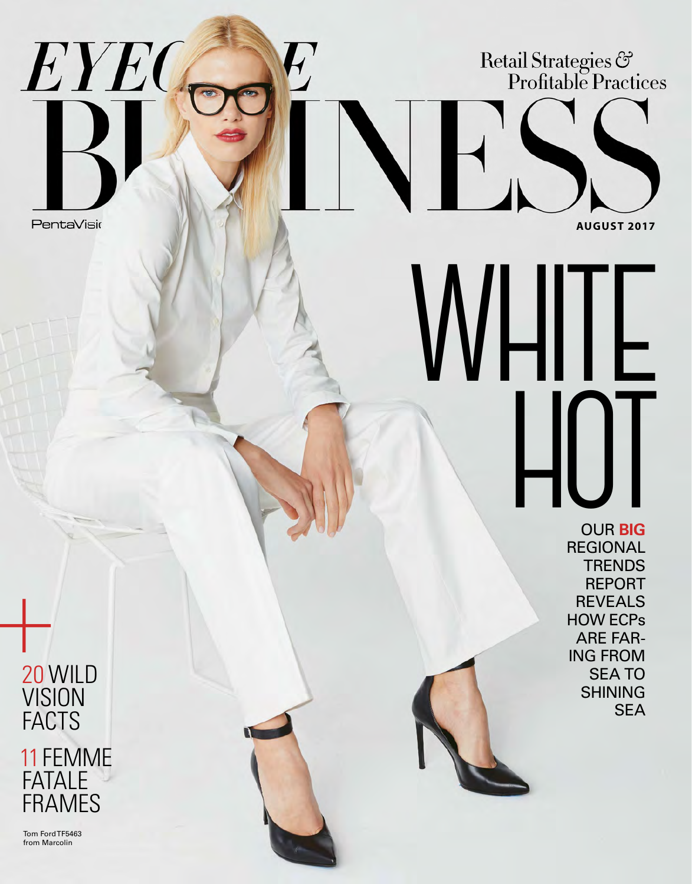# EYECARE BUSINESS

Retail Strategies & Profitable Practices

PentaVision

AUGUST 2017

# WHITE HOT

OUR **BIG** REGIONAL TRENDS REPORT REVEALS HOW ECPs ARE FARING FROM SEA TO SHINING SEA

20 WILD VISION FACTS

11 FEMME FATALE FRAMES

Tom Ford TF5463 from Marcolin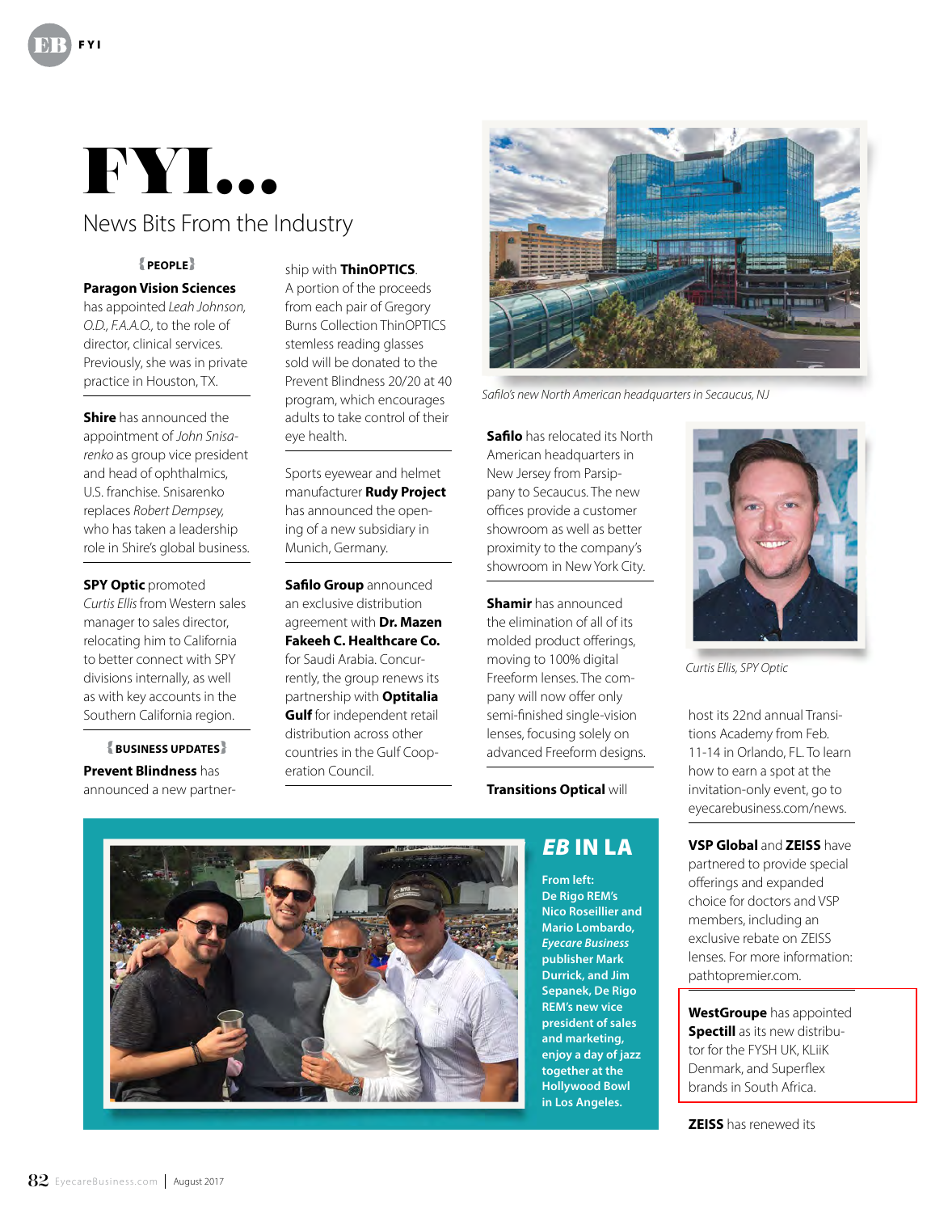# FYI...

## News Bits From the Industry

### PEOPLE

**Paragon Vision Sciences** has appointed *Leah Johnson, O.D., F.A.A.O.,* to the role of director, clinical services. Previously, she was in private practice in Houston, TX.

**Shire** has announced the appointment of *John Snisarenko* as group vice president and head of ophthalmics, U.S. franchise. Snisarenko replaces *Robert Dempsey,* who has taken a leadership role in Shire's global business.

**SPY Optic** promoted *Curtis Ellis* from Western sales manager to sales director, relocating him to California to better connect with SPY divisions internally, as well as with key accounts in the Southern California region.

### BUSINESS UPDATES

**Prevent Blindness** has announced a new partnership with **ThinOPTICS**. A portion of the proceeds from each pair of Gregory Burns Collection ThinOPTICS stemless reading glasses sold will be donated to the Prevent Blindness 20/20 at 40 program, which encourages adults to take control of their eye health.

Sports eyewear and helmet manufacturer **Rudy Project** has announced the opening of a new subsidiary in Munich, Germany.

**Safilo Group** announced an exclusive distribution agreement with **Dr. Mazen Fakeeh C. Healthcare Co.** for Saudi Arabia. Concurrently, the group renews its partnership with **Optitalia Gulf** for independent retail distribution across other countries in the Gulf Cooperation Council.

*Safilo's new North American headquarters in Secaucus, NJ*

**Safilo** has relocated its North American headquarters in New Jersey from Parsippany to Secaucus. The new offices provide a customer showroom as well as better proximity to the company's showroom in New York City.

**Shamir** has announced the elimination of all of its molded product offerings, moving to 100% digital Freeform lenses. The company will now offer only semi-finished single-vision lenses, focusing solely on advanced Freeform designs.

*Curtis Ellis, SPY Optic*

**Transitions Optical** will host its 22nd annual Transitions Academy from Feb. 11-14 in Orlando, FL. To learn how to earn a spot at the invitation-only event, go to eyecarebusiness.com/news.

**VSP Global** and **ZEISS** have partnered to provide special offerings and expanded choice for doctors and VSP members, including an exclusive rebate on ZEISS lenses. For more information: pathtopremier.com.

**WestGroupe** has appointed **Spectill** as its new distributor for the FYSH UK, KLiiK Denmark, and Superflex brands in South Africa.

**ZEISS** has renewed its

### *EB* IN LA

**From left: De Rigo REM's Nico Roseillier and Mario Lombardo, *Eyecare Business* publisher Mark Durrick, and Jim Sepanek, De Rigo REM's new vice president of sales and marketing, enjoy a day of jazz together at the Hollywood Bowl in Los Angeles.**